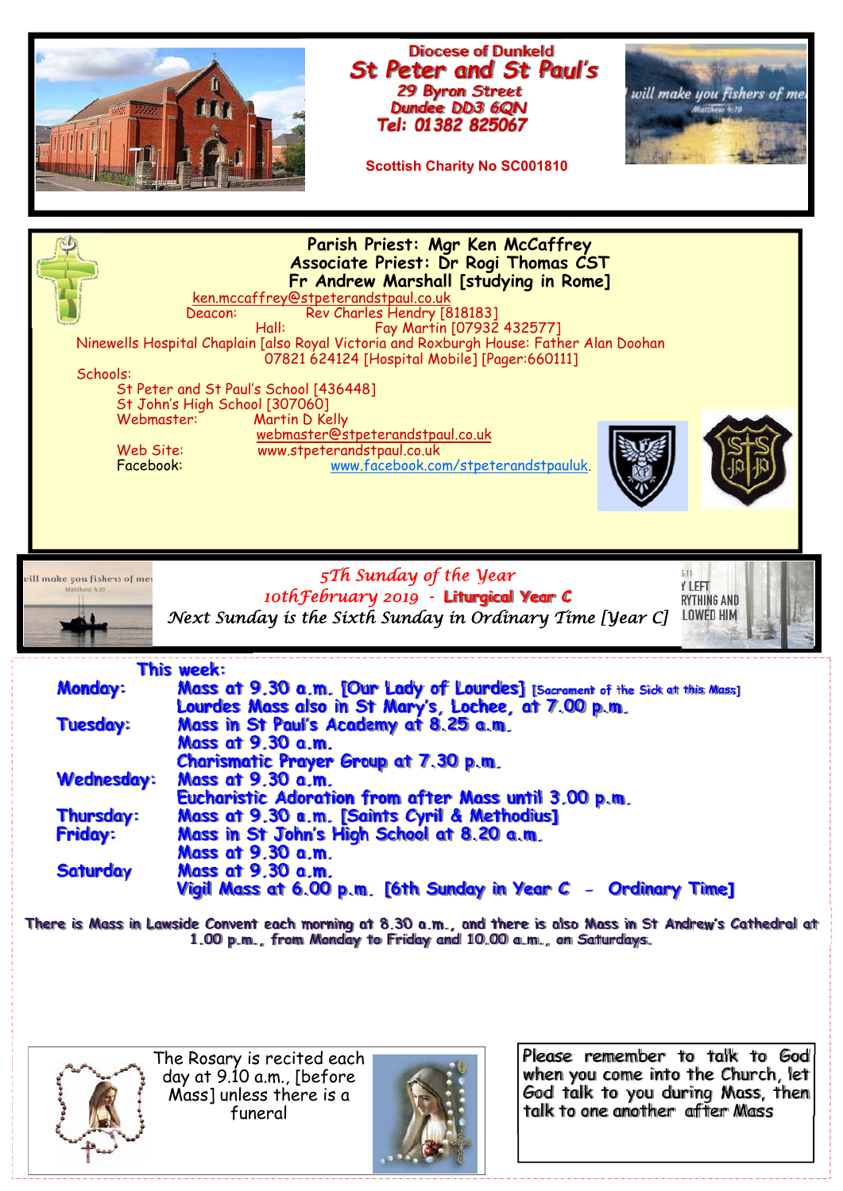# Diocese of Dunkeld

## St Peter and St Paul's

29 Byron Street
Dundee DD3 6QN
Tel: 01382 825067

Scottish Charity No SC001810

**Parish Priest: Mgr Ken McCaffrey**
**Associate Priest: Dr Rogi Thomas CST**
**Fr Andrew Marshall [studying in Rome]**

ken.mccaffrey@stpeterandstpaul.co.uk
Deacon: Rev Charles Hendry [818183]
Hall: Fay Martin [07932 432577]
Ninewells Hospital Chaplain [also Royal Victoria and Roxburgh House: Father Alan Doohan 07821 624124 [Hospital Mobile] [Pager:660111]

Schools:
St Peter and St Paul's School [436448]
St John's High School [307060]
Webmaster: Martin D Kelly
webmaster@stpeterandstpaul.co.uk
Web Site: www.stpeterandstpaul.co.uk
Facebook: www.facebook.com/stpeterandstpauluk.

*5Th Sunday of the Year*
*10thFebruary 2019* - **Liturgical Year C**
*Next Sunday is the Sixth Sunday in Ordinary Time [Year C]*

**This week:**

| | |
|---|---|
| **Monday:** | Mass at 9.30 a.m. [Our Lady of Lourdes] [Sacrament of the Sick at this Mass] |
| | Lourdes Mass also in St Mary's, Lochee, at 7.00 p.m. |
| **Tuesday:** | Mass in St Paul's Academy at 8.25 a.m. |
| | Mass at 9.30 a.m. |
| | Charismatic Prayer Group at 7.30 p.m. |
| **Wednesday:** | Mass at 9.30 a.m. |
| | Eucharistic Adoration from after Mass until 3.00 p.m. |
| **Thursday:** | Mass at 9.30 a.m. [Saints Cyril & Methodius] |
| **Friday:** | Mass in St John's High School at 8.20 a.m. |
| | Mass at 9.30 a.m. |
| **Saturday** | Mass at 9.30 a.m. |
| | Vigil Mass at 6.00 p.m. [6th Sunday in Year C - Ordinary Time] |

There is Mass in Lawside Convent each morning at 8.30 a.m., and there is also Mass in St Andrew's Cathedral at 1.00 p.m., from Monday to Friday and 10.00 a.m., on Saturdays.

The Rosary is recited each day at 9.10 a.m., [before Mass] unless there is a funeral

Please remember to talk to God when you come into the Church, let God talk to you during Mass, then talk to one another after Mass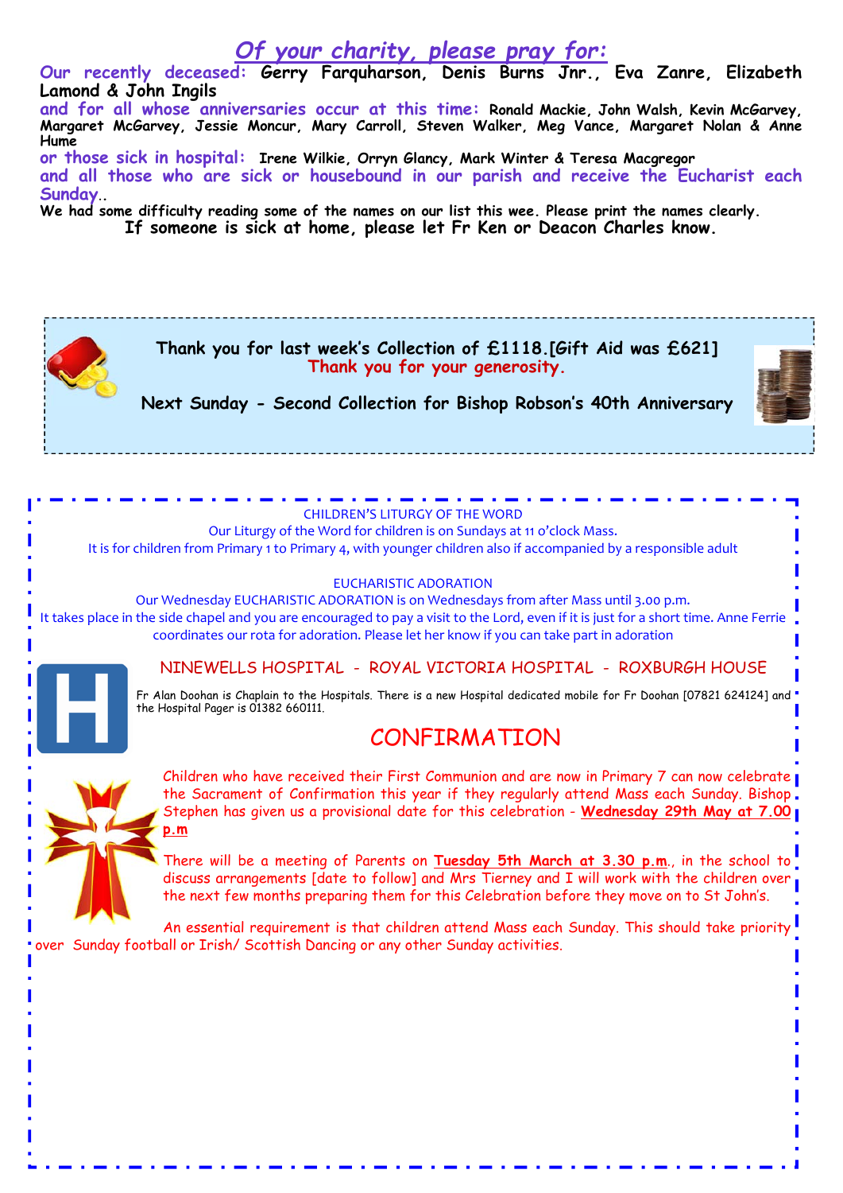# *Of your charity, please pray for:*

**Our recently deceased: Gerry Farquharson, Denis Burns Jnr., Eva Zanre, Elizabeth Lamond & John Ingils**

**and for all whose anniversaries occur at this time: Ronald Mackie, John Walsh, Kevin McGarvey, Margaret McGarvey, Jessie Moncur, Mary Carroll, Steven Walker, Meg Vance, Margaret Nolan & Anne Hume**

**or those sick in hospital: Irene Wilkie, Orryn Glancy, Mark Winter & Teresa Macgregor**

**and all those who are sick or housebound in our parish and receive the Eucharist each Sunday..**

**We had some difficulty reading some of the names on our list this wee. Please print the names clearly.**

**If someone is sick at home, please let Fr Ken or Deacon Charles know.**

**Thank you for last week's Collection of £1118.[Gift Aid was £621]**
**Thank you for your generosity.**

**Next Sunday - Second Collection for Bishop Robson's 40th Anniversary**

CHILDREN'S LITURGY OF THE WORD

Our Liturgy of the Word for children is on Sundays at 11 o'clock Mass.
It is for children from Primary 1 to Primary 4, with younger children also if accompanied by a responsible adult

EUCHARISTIC ADORATION

Our Wednesday EUCHARISTIC ADORATION is on Wednesdays from after Mass until 3.00 p.m.
It takes place in the side chapel and you are encouraged to pay a visit to the Lord, even if it is just for a short time. Anne Ferrie coordinates our rota for adoration. Please let her know if you can take part in adoration

NINEWELLS HOSPITAL - ROYAL VICTORIA HOSPITAL - ROXBURGH HOUSE

Fr Alan Doohan is Chaplain to the Hospitals. There is a new Hospital dedicated mobile for Fr Doohan [07821 624124] and the Hospital Pager is 01382 660111.

## CONFIRMATION

Children who have received their First Communion and are now in Primary 7 can now celebrate the Sacrament of Confirmation this year if they regularly attend Mass each Sunday. Bishop Stephen has given us a provisional date for this celebration - **Wednesday 29th May at 7.00 p.m**

There will be a meeting of Parents on **Tuesday 5th March at 3.30 p.m**., in the school to discuss arrangements [date to follow] and Mrs Tierney and I will work with the children over the next few months preparing them for this Celebration before they move on to St John's.

An essential requirement is that children attend Mass each Sunday. This should take priority over Sunday football or Irish/ Scottish Dancing or any other Sunday activities.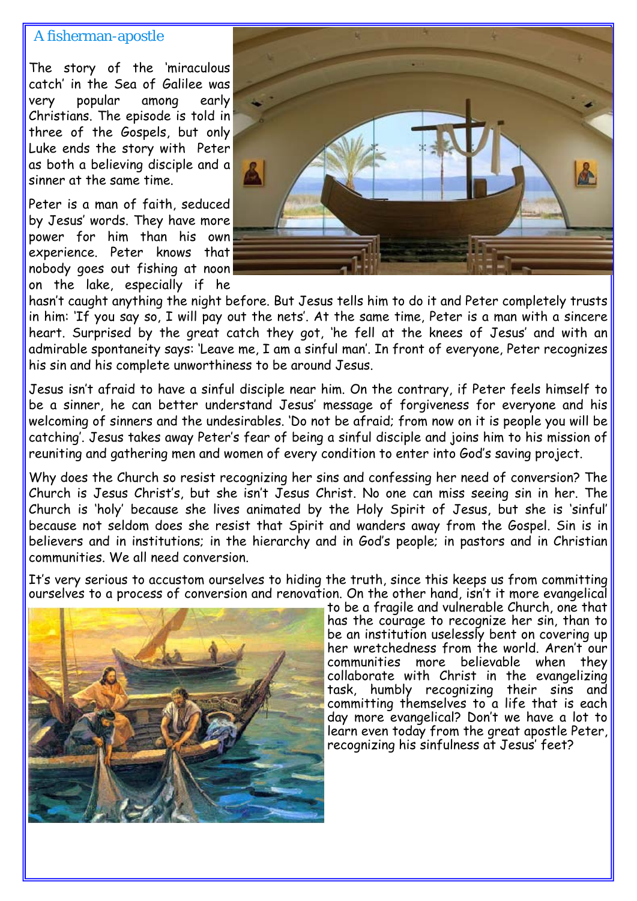## A fisherman-apostle

The story of the 'miraculous catch' in the Sea of Galilee was very popular among early Christians. The episode is told in three of the Gospels, but only Luke ends the story with Peter as both a believing disciple and a sinner at the same time.

Peter is a man of faith, seduced by Jesus' words. They have more power for him than his own experience. Peter knows that nobody goes out fishing at noon on the lake, especially if he hasn't caught anything the night before. But Jesus tells him to do it and Peter completely trusts in him: 'If you say so, I will pay out the nets'. At the same time, Peter is a man with a sincere heart. Surprised by the great catch they got, 'he fell at the knees of Jesus' and with an admirable spontaneity says: 'Leave me, I am a sinful man'. In front of everyone, Peter recognizes his sin and his complete unworthiness to be around Jesus.

Jesus isn't afraid to have a sinful disciple near him. On the contrary, if Peter feels himself to be a sinner, he can better understand Jesus' message of forgiveness for everyone and his welcoming of sinners and the undesirables. 'Do not be afraid; from now on it is people you will be catching'. Jesus takes away Peter's fear of being a sinful disciple and joins him to his mission of reuniting and gathering men and women of every condition to enter into God's saving project.

Why does the Church so resist recognizing her sins and confessing her need of conversion? The Church is Jesus Christ's, but she isn't Jesus Christ. No one can miss seeing sin in her. The Church is 'holy' because she lives animated by the Holy Spirit of Jesus, but she is 'sinful' because not seldom does she resist that Spirit and wanders away from the Gospel. Sin is in believers and in institutions; in the hierarchy and in God's people; in pastors and in Christian communities. We all need conversion.

It's very serious to accustom ourselves to hiding the truth, since this keeps us from committing ourselves to a process of conversion and renovation. On the other hand, isn't it more evangelical to be a fragile and vulnerable Church, one that has the courage to recognize her sin, than to be an institution uselessly bent on covering up her wretchedness from the world. Aren't our communities more believable when they collaborate with Christ in the evangelizing task, humbly recognizing their sins and committing themselves to a life that is each day more evangelical? Don't we have a lot to learn even today from the great apostle Peter, recognizing his sinfulness at Jesus' feet?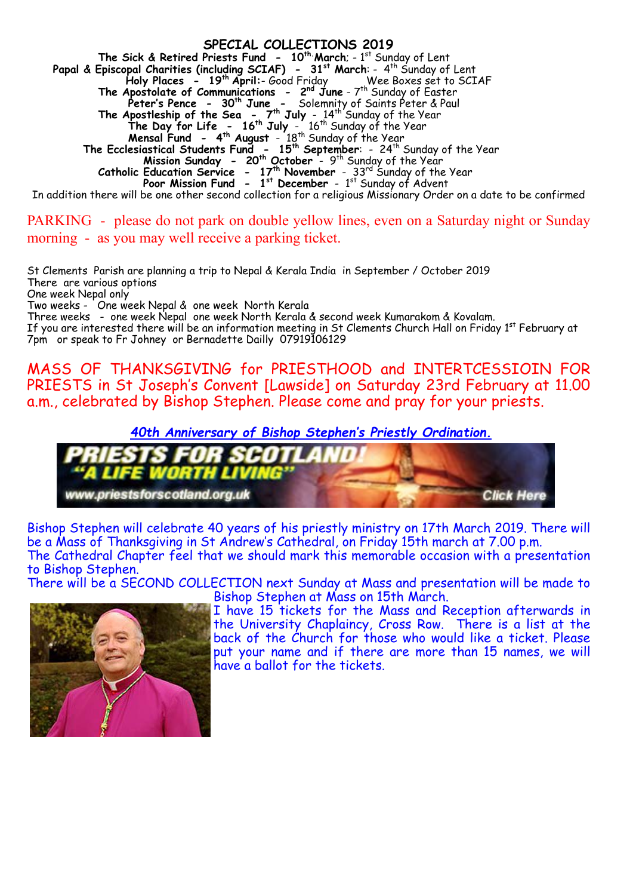## SPECIAL COLLECTIONS 2019

**The Sick & Retired Priests Fund - 10th March**; - 1st Sunday of Lent
**Papal & Episcopal Charities (including SCIAF) - 31st March**: - 4th Sunday of Lent
**Holy Places - 19th April**:- Good Friday Wee Boxes set to SCIAF
**The Apostolate of Communications - 2nd June** - 7th Sunday of Easter
**Peter's Pence - 30th June** - Solemnity of Saints Peter & Paul
**The Apostleship of the Sea - 7th July** - 14th Sunday of the Year
**The Day for Life - 16th July** - 16th Sunday of the Year
**Mensal Fund - 4th August** - 18th Sunday of the Year
**The Ecclesiastical Students Fund - 15th September**: - 24th Sunday of the Year
**Mission Sunday - 20th October** - 9th Sunday of the Year
**Catholic Education Service - 17th November** - 33rd Sunday of the Year
**Poor Mission Fund - 1st December** - 1st Sunday of Advent

In addition there will be one other second collection for a religious Missionary Order on a date to be confirmed

PARKING - please do not park on double yellow lines, even on a Saturday night or Sunday morning - as you may well receive a parking ticket.

St Clements Parish are planning a trip to Nepal & Kerala India in September / October 2019
There are various options
One week Nepal only
Two weeks - One week Nepal & one week North Kerala
Three weeks - one week Nepal one week North Kerala & second week Kumarakom & Kovalam.
If you are interested there will be an information meeting in St Clements Church Hall on Friday 1st February at 7pm or speak to Fr Johney or Bernadette Dailly 07919106129

MASS OF THANKSGIVING for PRIESTHOOD and INTERTCESSIOIN FOR PRIESTS in St Joseph's Convent [Lawside] on Saturday 23rd February at 11.00 a.m., celebrated by Bishop Stephen. Please come and pray for your priests.

***40th Anniversary of Bishop Stephen's Priestly Ordination.***

PRIESTS FOR SCOTLAND!
"A LIFE WORTH LIVING"
www.priestsforscotland.org.uk
Click Here

Bishop Stephen will celebrate 40 years of his priestly ministry on 17th March 2019. There will be a Mass of Thanksgiving in St Andrew's Cathedral, on Friday 15th march at 7.00 p.m.
The Cathedral Chapter feel that we should mark this memorable occasion with a presentation to Bishop Stephen.
There will be a SECOND COLLECTION next Sunday at Mass and presentation will be made to Bishop Stephen at Mass on 15th March.
I have 15 tickets for the Mass and Reception afterwards in the University Chaplaincy, Cross Row. There is a list at the back of the Church for those who would like a ticket. Please put your name and if there are more than 15 names, we will have a ballot for the tickets.